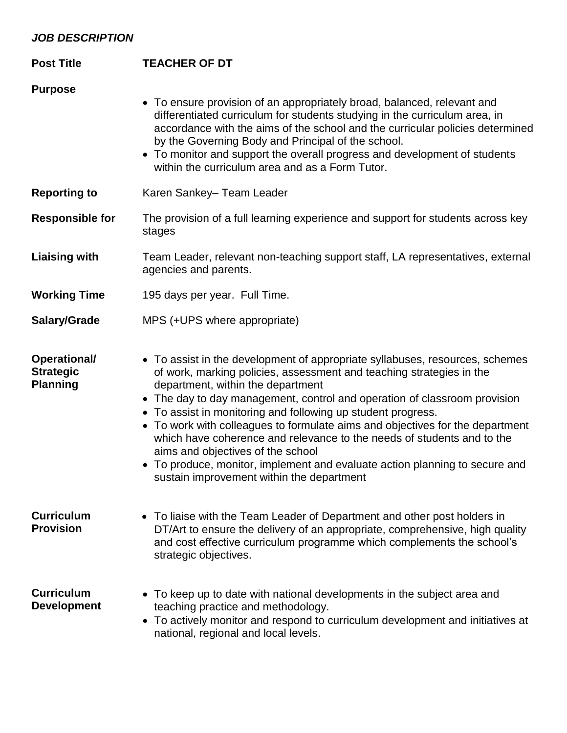***JOB DESCRIPTION***

**Post Title** **TEACHER OF DT**

**Purpose**

- To ensure provision of an appropriately broad, balanced, relevant and differentiated curriculum for students studying in the curriculum area, in accordance with the aims of the school and the curricular policies determined by the Governing Body and Principal of the school.
- To monitor and support the overall progress and development of students within the curriculum area and as a Form Tutor.

**Reporting to** Karen Sankey– Team Leader

**Responsible for** The provision of a full learning experience and support for students across key stages

**Liaising with** Team Leader, relevant non-teaching support staff, LA representatives, external agencies and parents.

**Working Time** 195 days per year. Full Time.

**Salary/Grade** MPS (+UPS where appropriate)

**Operational/ Strategic Planning**

- To assist in the development of appropriate syllabuses, resources, schemes of work, marking policies, assessment and teaching strategies in the department, within the department
- The day to day management, control and operation of classroom provision
- To assist in monitoring and following up student progress.
- To work with colleagues to formulate aims and objectives for the department which have coherence and relevance to the needs of students and to the aims and objectives of the school
- To produce, monitor, implement and evaluate action planning to secure and sustain improvement within the department

**Curriculum Provision**

- To liaise with the Team Leader of Department and other post holders in DT/Art to ensure the delivery of an appropriate, comprehensive, high quality and cost effective curriculum programme which complements the school's strategic objectives.

**Curriculum Development**

- To keep up to date with national developments in the subject area and teaching practice and methodology.
- To actively monitor and respond to curriculum development and initiatives at national, regional and local levels.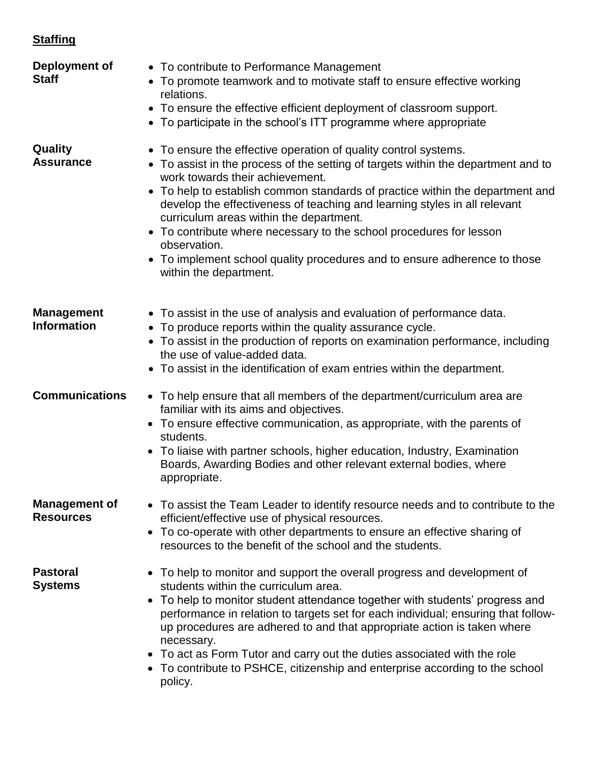**Staffing**

**Deployment of Staff**

- To contribute to Performance Management
- To promote teamwork and to motivate staff to ensure effective working relations.
- To ensure the effective efficient deployment of classroom support.
- To participate in the school's ITT programme where appropriate

**Quality Assurance**

- To ensure the effective operation of quality control systems.
- To assist in the process of the setting of targets within the department and to work towards their achievement.
- To help to establish common standards of practice within the department and develop the effectiveness of teaching and learning styles in all relevant curriculum areas within the department.
- To contribute where necessary to the school procedures for lesson observation.
- To implement school quality procedures and to ensure adherence to those within the department.

**Management Information**

- To assist in the use of analysis and evaluation of performance data.
- To produce reports within the quality assurance cycle.
- To assist in the production of reports on examination performance, including the use of value-added data.
- To assist in the identification of exam entries within the department.

**Communications**

- To help ensure that all members of the department/curriculum area are familiar with its aims and objectives.
- To ensure effective communication, as appropriate, with the parents of students.
- To liaise with partner schools, higher education, Industry, Examination Boards, Awarding Bodies and other relevant external bodies, where appropriate.

**Management of Resources**

- To assist the Team Leader to identify resource needs and to contribute to the efficient/effective use of physical resources.
- To co-operate with other departments to ensure an effective sharing of resources to the benefit of the school and the students.

**Pastoral Systems**

- To help to monitor and support the overall progress and development of students within the curriculum area.
- To help to monitor student attendance together with students' progress and performance in relation to targets set for each individual; ensuring that follow-up procedures are adhered to and that appropriate action is taken where necessary.
- To act as Form Tutor and carry out the duties associated with the role
- To contribute to PSHCE, citizenship and enterprise according to the school policy.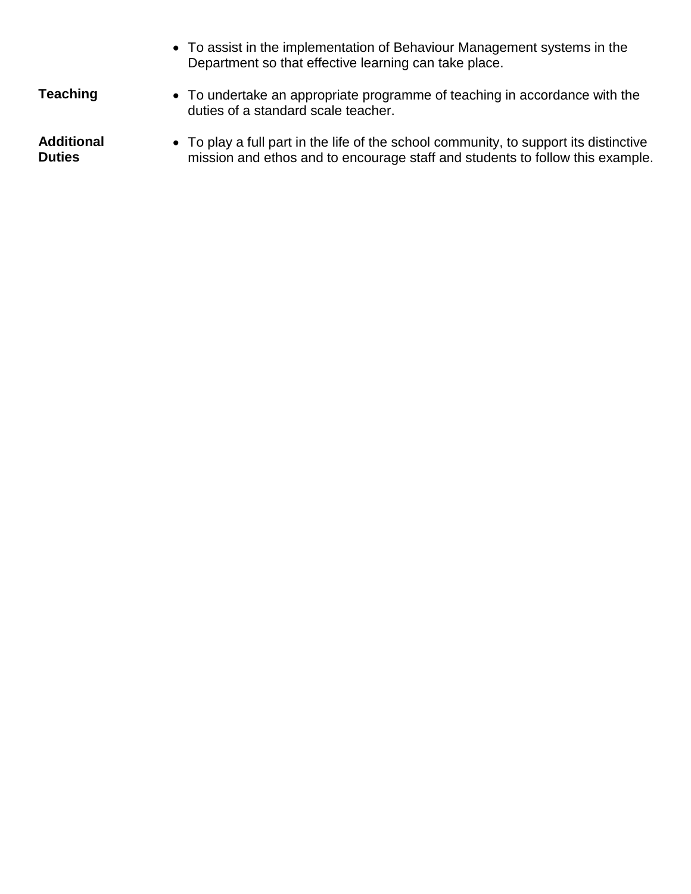- To assist in the implementation of Behaviour Management systems in the Department so that effective learning can take place.

**Teaching**

- To undertake an appropriate programme of teaching in accordance with the duties of a standard scale teacher.

**Additional Duties**

- To play a full part in the life of the school community, to support its distinctive mission and ethos and to encourage staff and students to follow this example.